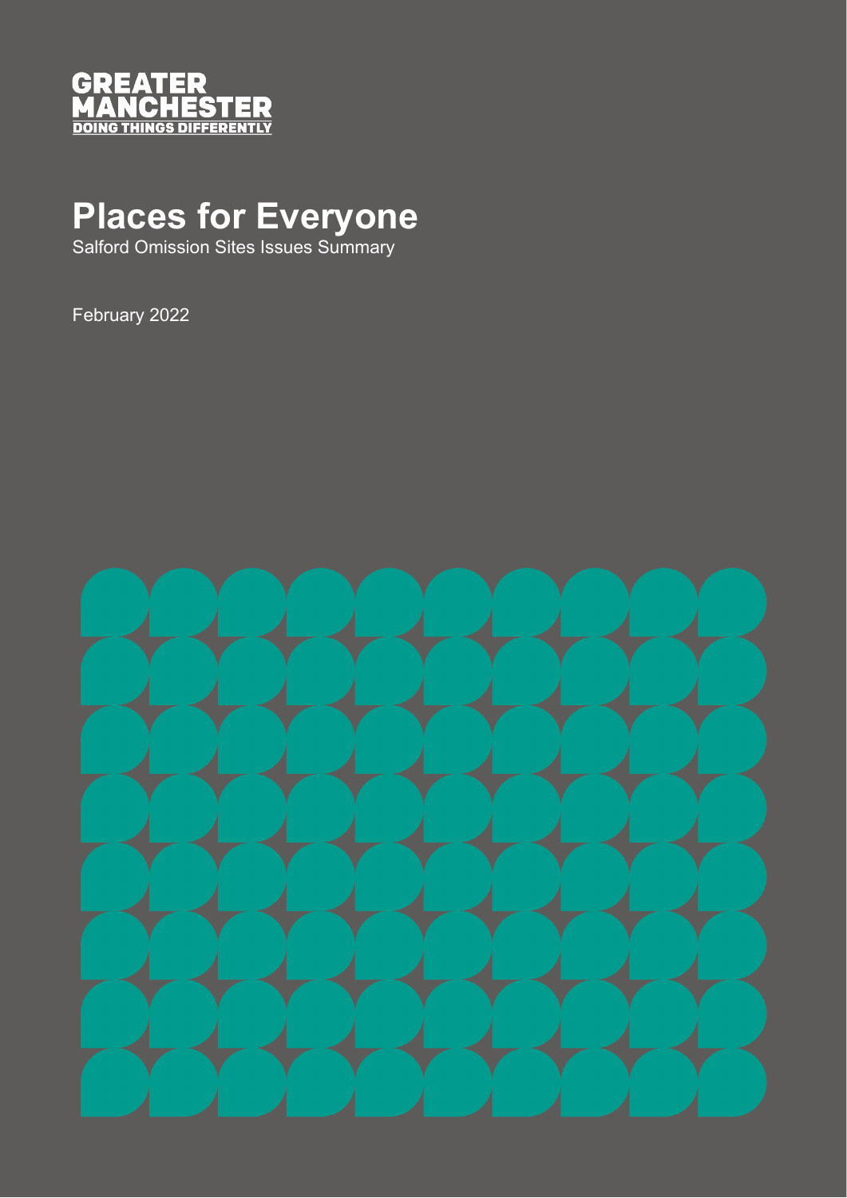GREATER MANCHESTER
DOING THINGS DIFFERENTLY

# Places for Everyone

Salford Omission Sites Issues Summary

February 2022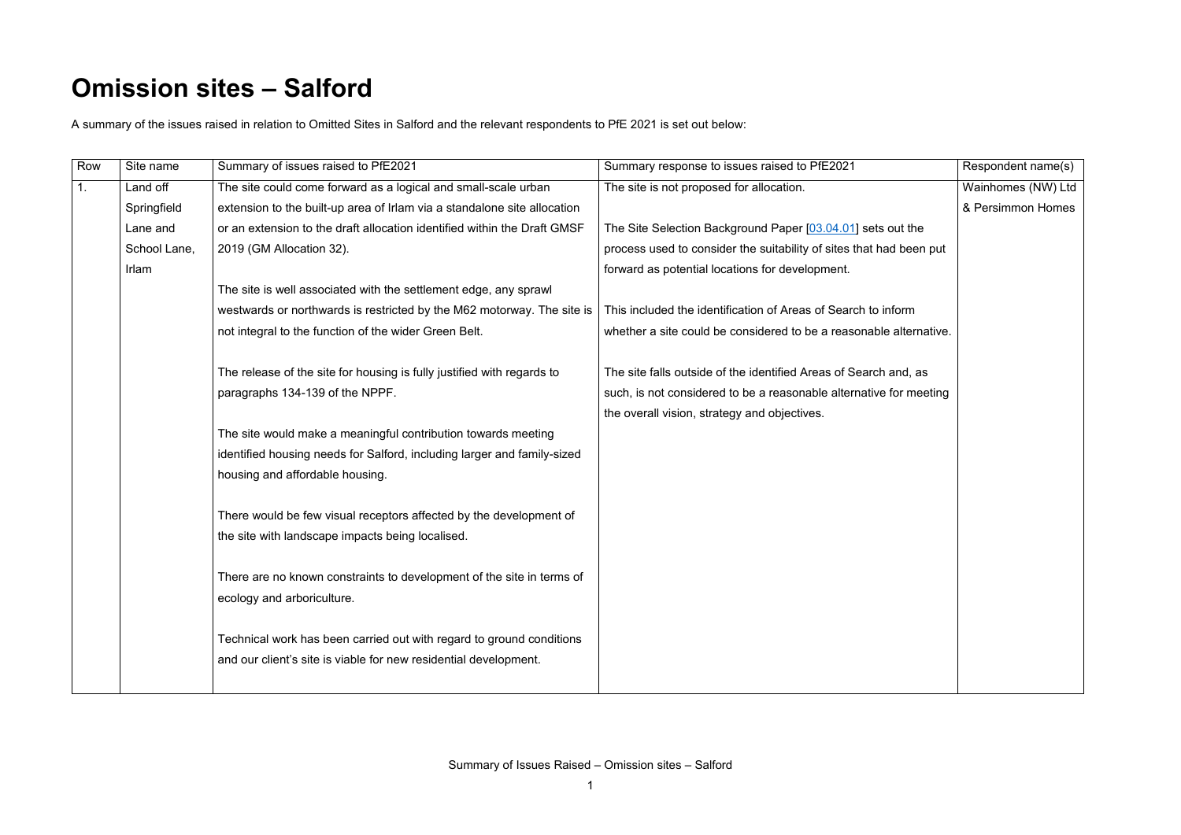# Omission sites – Salford

A summary of the issues raised in relation to Omitted Sites in Salford and the relevant respondents to PfE 2021 is set out below:

| Row | Site name | Summary of issues raised to PfE2021 | Summary response to issues raised to PfE2021 | Respondent name(s) |
|---|---|---|---|---|
| 1. | Land off Springfield Lane and School Lane, Irlam | The site could come forward as a logical and small-scale urban extension to the built-up area of Irlam via a standalone site allocation or an extension to the draft allocation identified within the Draft GMSF 2019 (GM Allocation 32).<br><br>The site is well associated with the settlement edge, any sprawl westwards or northwards is restricted by the M62 motorway. The site is not integral to the function of the wider Green Belt.<br><br>The release of the site for housing is fully justified with regards to paragraphs 134-139 of the NPPF.<br><br>The site would make a meaningful contribution towards meeting identified housing needs for Salford, including larger and family-sized housing and affordable housing.<br><br>There would be few visual receptors affected by the development of the site with landscape impacts being localised.<br><br>There are no known constraints to development of the site in terms of ecology and arboriculture.<br><br>Technical work has been carried out with regard to ground conditions and our client's site is viable for new residential development. | The site is not proposed for allocation.<br><br>The Site Selection Background Paper [03.04.01] sets out the process used to consider the suitability of sites that had been put forward as potential locations for development.<br><br>This included the identification of Areas of Search to inform whether a site could be considered to be a reasonable alternative.<br><br>The site falls outside of the identified Areas of Search and, as such, is not considered to be a reasonable alternative for meeting the overall vision, strategy and objectives. | Wainhomes (NW) Ltd & Persimmon Homes |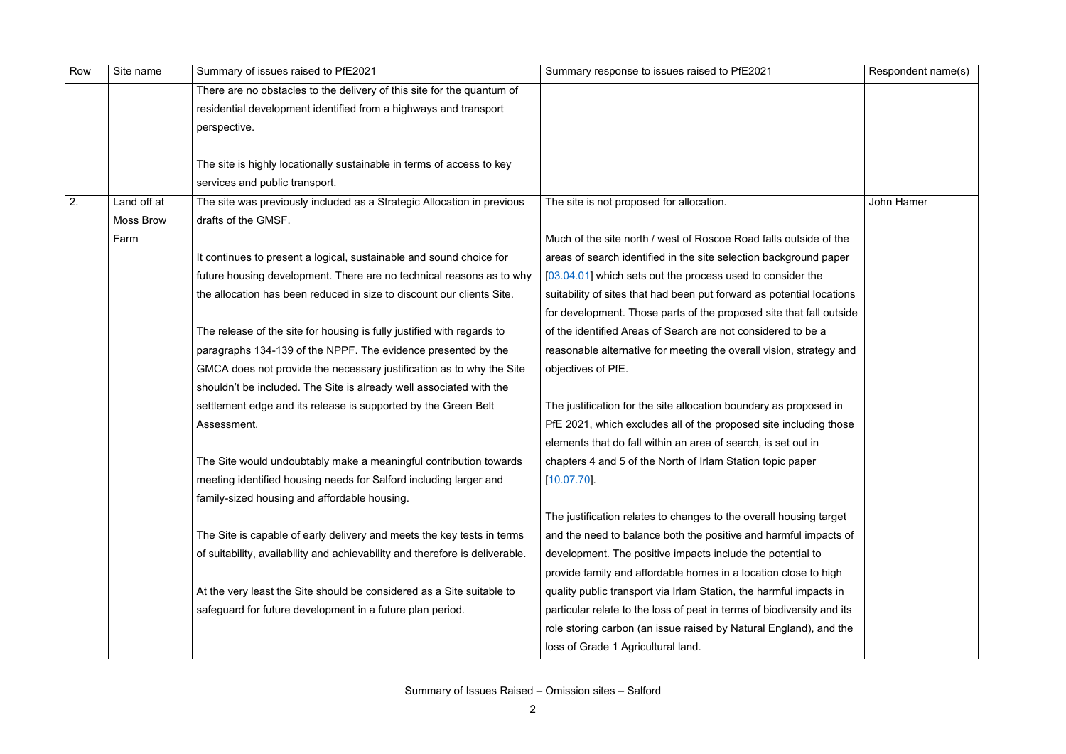| Row | Site name | Summary of issues raised to PfE2021 | Summary response to issues raised to PfE2021 | Respondent name(s) |
|---|---|---|---|---|
| | | There are no obstacles to the delivery of this site for the quantum of residential development identified from a highways and transport perspective.<br><br>The site is highly locationally sustainable in terms of access to key services and public transport. | | |
| 2. | Land off at Moss Brow Farm | The site was previously included as a Strategic Allocation in previous drafts of the GMSF.<br><br>It continues to present a logical, sustainable and sound choice for future housing development. There are no technical reasons as to why the allocation has been reduced in size to discount our clients Site.<br><br>The release of the site for housing is fully justified with regards to paragraphs 134-139 of the NPPF. The evidence presented by the GMCA does not provide the necessary justification as to why the Site shouldn't be included. The Site is already well associated with the settlement edge and its release is supported by the Green Belt Assessment.<br><br>The Site would undoubtably make a meaningful contribution towards meeting identified housing needs for Salford including larger and family-sized housing and affordable housing.<br><br>The Site is capable of early delivery and meets the key tests in terms of suitability, availability and achievability and therefore is deliverable.<br><br>At the very least the Site should be considered as a Site suitable to safeguard for future development in a future plan period. | The site is not proposed for allocation.<br><br>Much of the site north / west of Roscoe Road falls outside of the areas of search identified in the site selection background paper [03.04.01] which sets out the process used to consider the suitability of sites that had been put forward as potential locations for development. Those parts of the proposed site that fall outside of the identified Areas of Search are not considered to be a reasonable alternative for meeting the overall vision, strategy and objectives of PfE.<br><br>The justification for the site allocation boundary as proposed in PfE 2021, which excludes all of the proposed site including those elements that do fall within an area of search, is set out in chapters 4 and 5 of the North of Irlam Station topic paper [10.07.70].<br><br>The justification relates to changes to the overall housing target and the need to balance both the positive and harmful impacts of development. The positive impacts include the potential to provide family and affordable homes in a location close to high quality public transport via Irlam Station, the harmful impacts in particular relate to the loss of peat in terms of biodiversity and its role storing carbon (an issue raised by Natural England), and the loss of Grade 1 Agricultural land. | John Hamer |

Summary of Issues Raised – Omission sites – Salford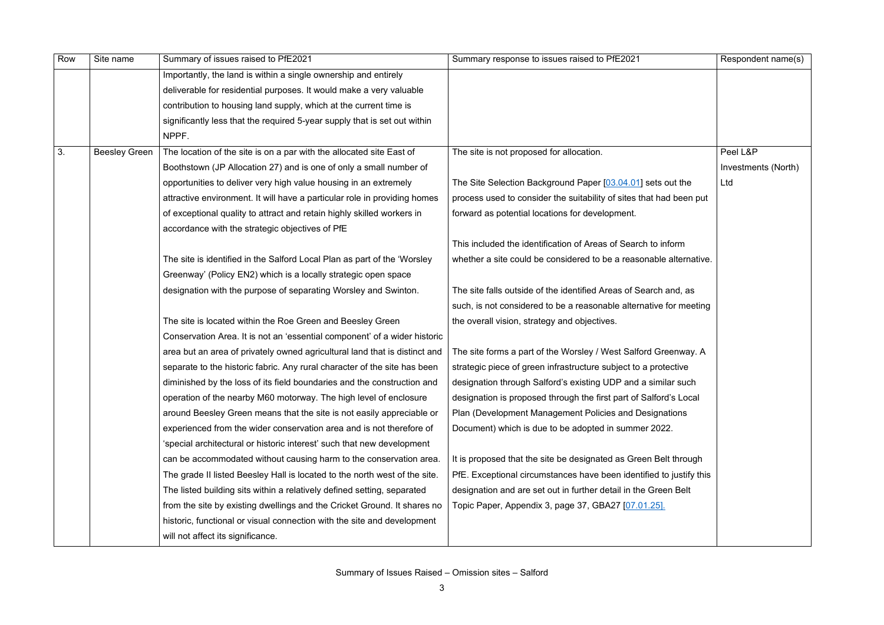| Row | Site name | Summary of issues raised to PfE2021 | Summary response to issues raised to PfE2021 | Respondent name(s) |
|---|---|---|---|---|
| | | Importantly, the land is within a single ownership and entirely deliverable for residential purposes. It would make a very valuable contribution to housing land supply, which at the current time is significantly less that the required 5-year supply that is set out within NPPF. | | |
| 3. | Beesley Green | The location of the site is on a par with the allocated site East of Boothstown (JP Allocation 27) and is one of only a small number of opportunities to deliver very high value housing in an extremely attractive environment. It will have a particular role in providing homes of exceptional quality to attract and retain highly skilled workers in accordance with the strategic objectives of PfE<br><br>The site is identified in the Salford Local Plan as part of the 'Worsley Greenway' (Policy EN2) which is a locally strategic open space designation with the purpose of separating Worsley and Swinton.<br><br>The site is located within the Roe Green and Beesley Green Conservation Area. It is not an 'essential component' of a wider historic area but an area of privately owned agricultural land that is distinct and separate to the historic fabric. Any rural character of the site has been diminished by the loss of its field boundaries and the construction and operation of the nearby M60 motorway. The high level of enclosure around Beesley Green means that the site is not easily appreciable or experienced from the wider conservation area and is not therefore of 'special architectural or historic interest' such that new development can be accommodated without causing harm to the conservation area. The grade II listed Beesley Hall is located to the north west of the site. The listed building sits within a relatively defined setting, separated from the site by existing dwellings and the Cricket Ground. It shares no historic, functional or visual connection with the site and development will not affect its significance. | The site is not proposed for allocation.<br><br>The Site Selection Background Paper [03.04.01] sets out the process used to consider the suitability of sites that had been put forward as potential locations for development.<br><br>This included the identification of Areas of Search to inform whether a site could be considered to be a reasonable alternative.<br><br>The site falls outside of the identified Areas of Search and, as such, is not considered to be a reasonable alternative for meeting the overall vision, strategy and objectives.<br><br>The site forms a part of the Worsley / West Salford Greenway. A strategic piece of green infrastructure subject to a protective designation through Salford's existing UDP and a similar such designation is proposed through the first part of Salford's Local Plan (Development Management Policies and Designations Document) which is due to be adopted in summer 2022.<br><br>It is proposed that the site be designated as Green Belt through PfE. Exceptional circumstances have been identified to justify this designation and are set out in further detail in the Green Belt Topic Paper, Appendix 3, page 37, GBA27 [07.01.25]. | Peel L&P Investments (North) Ltd |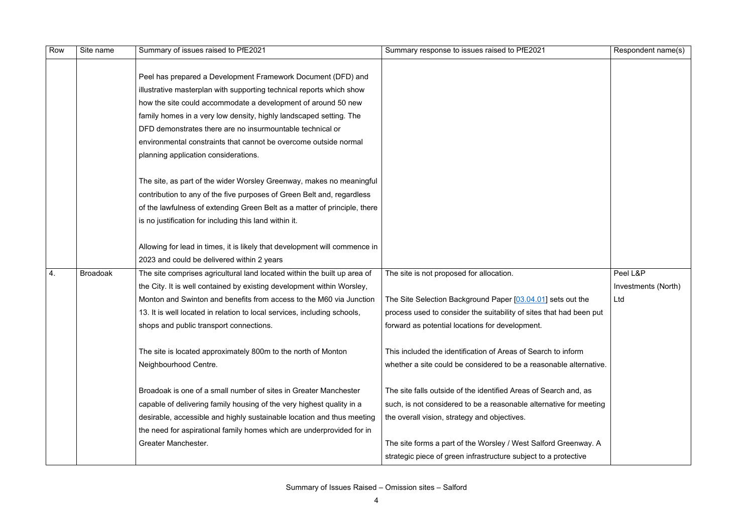| Row | Site name | Summary of issues raised to PfE2021 | Summary response to issues raised to PfE2021 | Respondent name(s) |
|---|---|---|---|---|
| | | Peel has prepared a Development Framework Document (DFD) and illustrative masterplan with supporting technical reports which show how the site could accommodate a development of around 50 new family homes in a very low density, highly landscaped setting. The DFD demonstrates there are no insurmountable technical or environmental constraints that cannot be overcome outside normal planning application considerations.<br><br>The site, as part of the wider Worsley Greenway, makes no meaningful contribution to any of the five purposes of Green Belt and, regardless of the lawfulness of extending Green Belt as a matter of principle, there is no justification for including this land within it.<br><br>Allowing for lead in times, it is likely that development will commence in 2023 and could be delivered within 2 years | | |
| 4. | Broadoak | The site comprises agricultural land located within the built up area of the City. It is well contained by existing development within Worsley, Monton and Swinton and benefits from access to the M60 via Junction 13. It is well located in relation to local services, including schools, shops and public transport connections.<br><br>The site is located approximately 800m to the north of Monton Neighbourhood Centre.<br><br>Broadoak is one of a small number of sites in Greater Manchester capable of delivering family housing of the very highest quality in a desirable, accessible and highly sustainable location and thus meeting the need for aspirational family homes which are underprovided for in Greater Manchester. | The site is not proposed for allocation.<br><br>The Site Selection Background Paper [03.04.01] sets out the process used to consider the suitability of sites that had been put forward as potential locations for development.<br><br>This included the identification of Areas of Search to inform whether a site could be considered to be a reasonable alternative.<br><br>The site falls outside of the identified Areas of Search and, as such, is not considered to be a reasonable alternative for meeting the overall vision, strategy and objectives.<br><br>The site forms a part of the Worsley / West Salford Greenway. A strategic piece of green infrastructure subject to a protective | Peel L&P Investments (North) Ltd |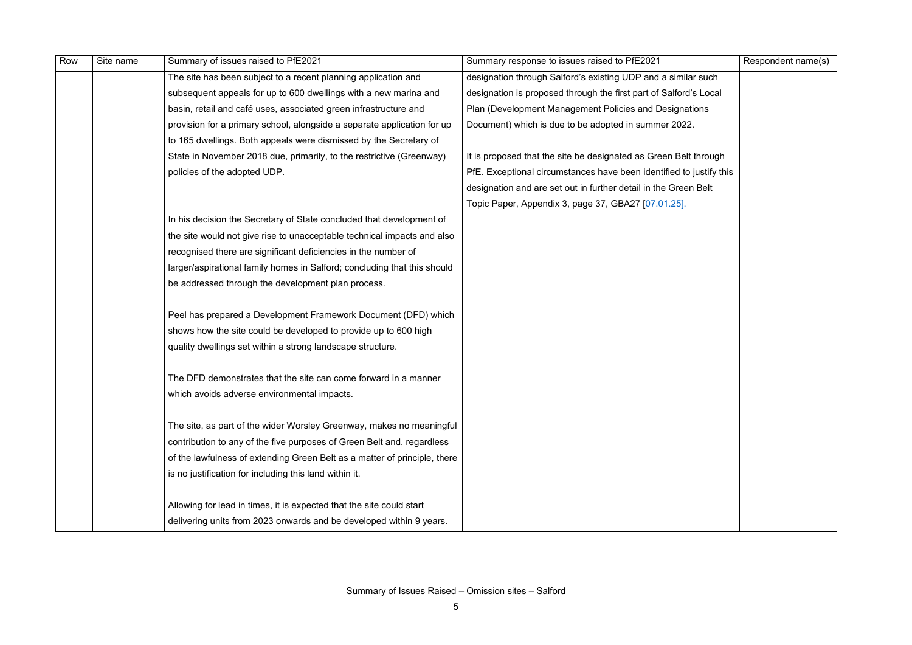| Row | Site name | Summary of issues raised to PfE2021 | Summary response to issues raised to PfE2021 | Respondent name(s) |
|---|---|---|---|---|
| | | The site has been subject to a recent planning application and subsequent appeals for up to 600 dwellings with a new marina and basin, retail and café uses, associated green infrastructure and provision for a primary school, alongside a separate application for up to 165 dwellings. Both appeals were dismissed by the Secretary of State in November 2018 due, primarily, to the restrictive (Greenway) policies of the adopted UDP.<br><br>In his decision the Secretary of State concluded that development of the site would not give rise to unacceptable technical impacts and also recognised there are significant deficiencies in the number of larger/aspirational family homes in Salford; concluding that this should be addressed through the development plan process.<br><br>Peel has prepared a Development Framework Document (DFD) which shows how the site could be developed to provide up to 600 high quality dwellings set within a strong landscape structure.<br><br>The DFD demonstrates that the site can come forward in a manner which avoids adverse environmental impacts.<br><br>The site, as part of the wider Worsley Greenway, makes no meaningful contribution to any of the five purposes of Green Belt and, regardless of the lawfulness of extending Green Belt as a matter of principle, there is no justification for including this land within it.<br><br>Allowing for lead in times, it is expected that the site could start delivering units from 2023 onwards and be developed within 9 years. | designation through Salford's existing UDP and a similar such designation is proposed through the first part of Salford's Local Plan (Development Management Policies and Designations Document) which is due to be adopted in summer 2022.<br><br>It is proposed that the site be designated as Green Belt through PfE. Exceptional circumstances have been identified to justify this designation and are set out in further detail in the Green Belt Topic Paper, Appendix 3, page 37, GBA27 [07.01.25]. | |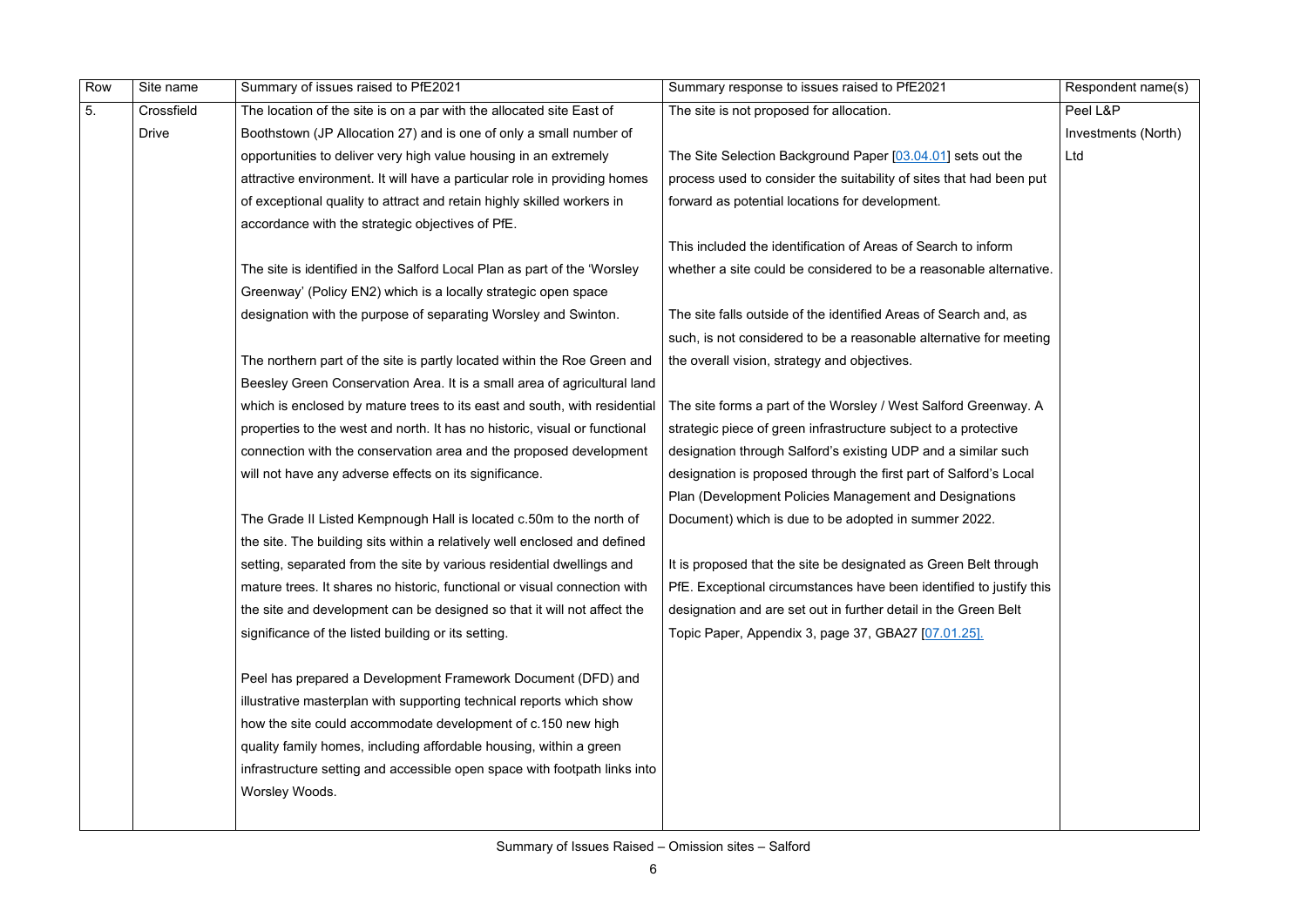| Row | Site name | Summary of issues raised to PfE2021 | Summary response to issues raised to PfE2021 | Respondent name(s) |
|---|---|---|---|---|
| 5. | Crossfield Drive | The location of the site is on a par with the allocated site East of Boothstown (JP Allocation 27) and is one of only a small number of opportunities to deliver very high value housing in an extremely attractive environment. It will have a particular role in providing homes of exceptional quality to attract and retain highly skilled workers in accordance with the strategic objectives of PfE.<br><br>The site is identified in the Salford Local Plan as part of the 'Worsley Greenway' (Policy EN2) which is a locally strategic open space designation with the purpose of separating Worsley and Swinton.<br><br>The northern part of the site is partly located within the Roe Green and Beesley Green Conservation Area. It is a small area of agricultural land which is enclosed by mature trees to its east and south, with residential properties to the west and north. It has no historic, visual or functional connection with the conservation area and the proposed development will not have any adverse effects on its significance.<br><br>The Grade II Listed Kempnough Hall is located c.50m to the north of the site. The building sits within a relatively well enclosed and defined setting, separated from the site by various residential dwellings and mature trees. It shares no historic, functional or visual connection with the site and development can be designed so that it will not affect the significance of the listed building or its setting.<br><br>Peel has prepared a Development Framework Document (DFD) and illustrative masterplan with supporting technical reports which show how the site could accommodate development of c.150 new high quality family homes, including affordable housing, within a green infrastructure setting and accessible open space with footpath links into Worsley Woods. | The site is not proposed for allocation.<br><br>The Site Selection Background Paper [03.04.01] sets out the process used to consider the suitability of sites that had been put forward as potential locations for development.<br><br>This included the identification of Areas of Search to inform whether a site could be considered to be a reasonable alternative.<br><br>The site falls outside of the identified Areas of Search and, as such, is not considered to be a reasonable alternative for meeting the overall vision, strategy and objectives.<br><br>The site forms a part of the Worsley / West Salford Greenway. A strategic piece of green infrastructure subject to a protective designation through Salford's existing UDP and a similar such designation is proposed through the first part of Salford's Local Plan (Development Policies Management and Designations Document) which is due to be adopted in summer 2022.<br><br>It is proposed that the site be designated as Green Belt through PfE. Exceptional circumstances have been identified to justify this designation and are set out in further detail in the Green Belt Topic Paper, Appendix 3, page 37, GBA27 [07.01.25]. | Peel L&P Investments (North) Ltd |

Summary of Issues Raised – Omission sites – Salford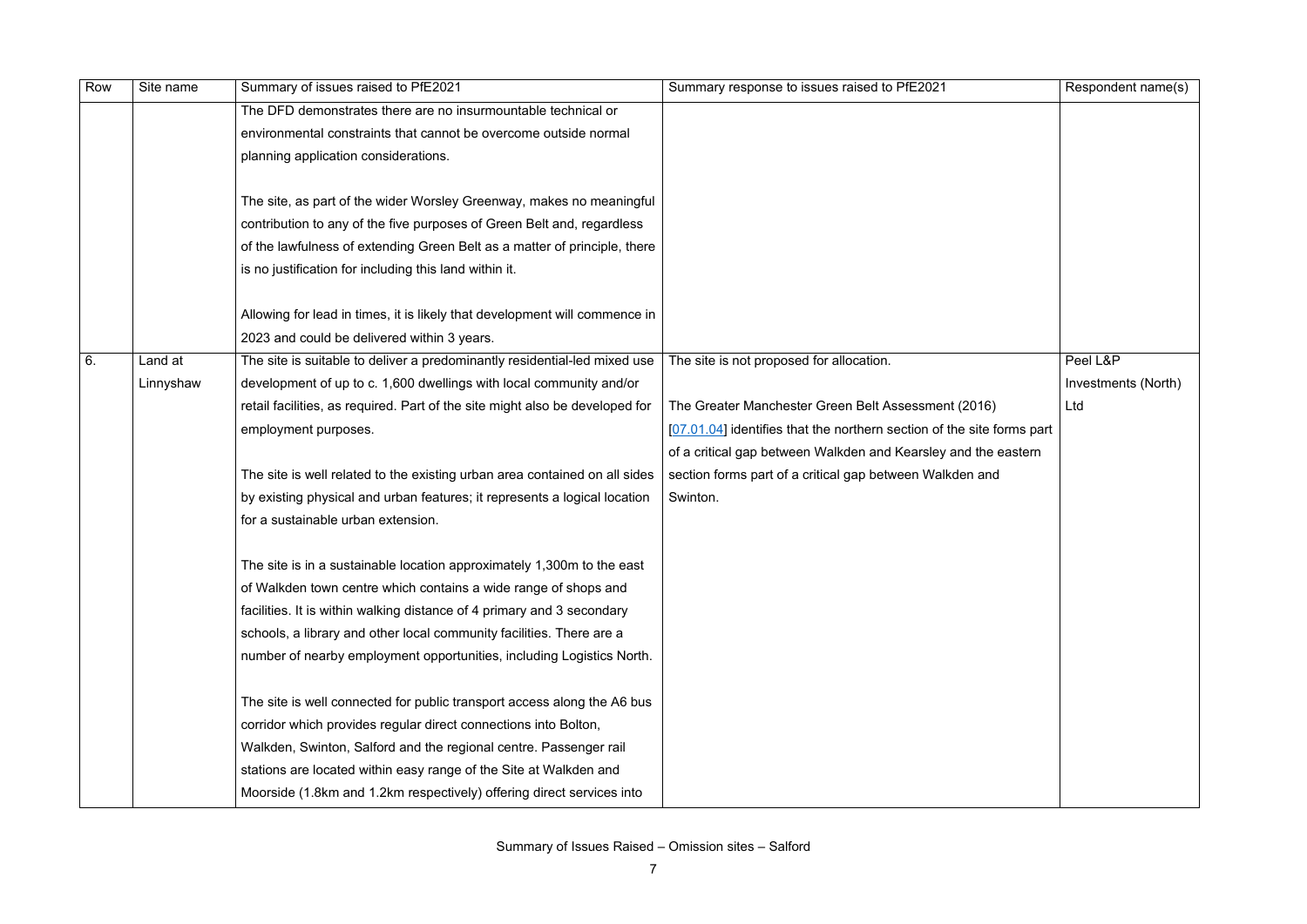| Row | Site name | Summary of issues raised to PfE2021 | Summary response to issues raised to PfE2021 | Respondent name(s) |
|---|---|---|---|---|
| | | The DFD demonstrates there are no insurmountable technical or environmental constraints that cannot be overcome outside normal planning application considerations.<br><br>The site, as part of the wider Worsley Greenway, makes no meaningful contribution to any of the five purposes of Green Belt and, regardless of the lawfulness of extending Green Belt as a matter of principle, there is no justification for including this land within it.<br><br>Allowing for lead in times, it is likely that development will commence in 2023 and could be delivered within 3 years. | | |
| 6. | Land at Linnyshaw | The site is suitable to deliver a predominantly residential-led mixed use development of up to c. 1,600 dwellings with local community and/or retail facilities, as required. Part of the site might also be developed for employment purposes.<br><br>The site is well related to the existing urban area contained on all sides by existing physical and urban features; it represents a logical location for a sustainable urban extension.<br><br>The site is in a sustainable location approximately 1,300m to the east of Walkden town centre which contains a wide range of shops and facilities. It is within walking distance of 4 primary and 3 secondary schools, a library and other local community facilities. There are a number of nearby employment opportunities, including Logistics North.<br><br>The site is well connected for public transport access along the A6 bus corridor which provides regular direct connections into Bolton, Walkden, Swinton, Salford and the regional centre. Passenger rail stations are located within easy range of the Site at Walkden and Moorside (1.8km and 1.2km respectively) offering direct services into | The site is not proposed for allocation.<br><br>The Greater Manchester Green Belt Assessment (2016) [07.01.04] identifies that the northern section of the site forms part of a critical gap between Walkden and Kearsley and the eastern section forms part of a critical gap between Walkden and Swinton. | Peel L&P Investments (North) Ltd |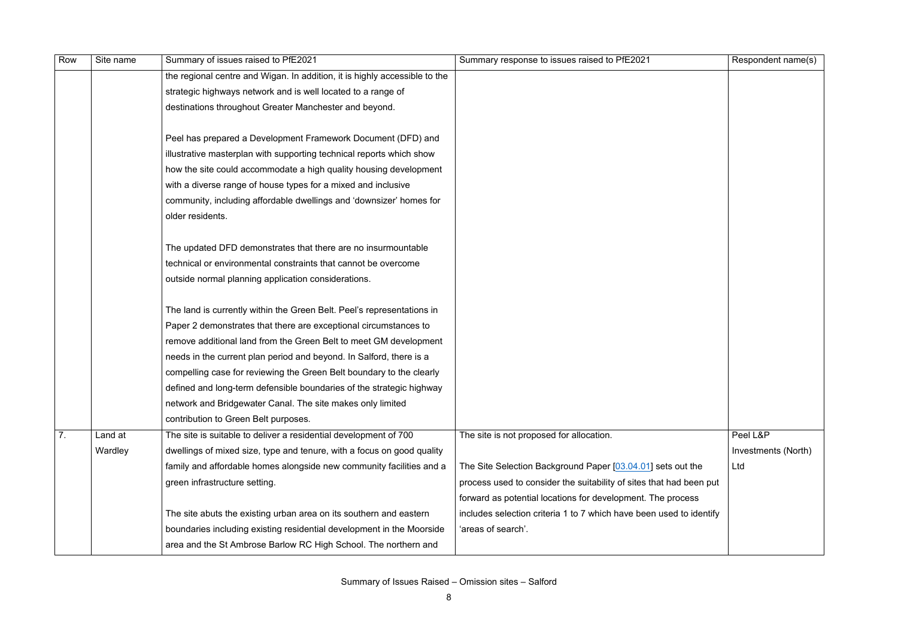| Row | Site name | Summary of issues raised to PfE2021 | Summary response to issues raised to PfE2021 | Respondent name(s) |
|---|---|---|---|---|
| | | the regional centre and Wigan. In addition, it is highly accessible to the strategic highways network and is well located to a range of destinations throughout Greater Manchester and beyond.<br><br>Peel has prepared a Development Framework Document (DFD) and illustrative masterplan with supporting technical reports which show how the site could accommodate a high quality housing development with a diverse range of house types for a mixed and inclusive community, including affordable dwellings and 'downsizer' homes for older residents.<br><br>The updated DFD demonstrates that there are no insurmountable technical or environmental constraints that cannot be overcome outside normal planning application considerations.<br><br>The land is currently within the Green Belt. Peel's representations in Paper 2 demonstrates that there are exceptional circumstances to remove additional land from the Green Belt to meet GM development needs in the current plan period and beyond. In Salford, there is a compelling case for reviewing the Green Belt boundary to the clearly defined and long-term defensible boundaries of the strategic highway network and Bridgewater Canal. The site makes only limited contribution to Green Belt purposes. | | |
| 7. | Land at Wardley | The site is suitable to deliver a residential development of 700 dwellings of mixed size, type and tenure, with a focus on good quality family and affordable homes alongside new community facilities and a green infrastructure setting.<br><br>The site abuts the existing urban area on its southern and eastern boundaries including existing residential development in the Moorside area and the St Ambrose Barlow RC High School. The northern and | The site is not proposed for allocation.<br><br>The Site Selection Background Paper [03.04.01] sets out the process used to consider the suitability of sites that had been put forward as potential locations for development. The process includes selection criteria 1 to 7 which have been used to identify 'areas of search'. | Peel L&P Investments (North) Ltd |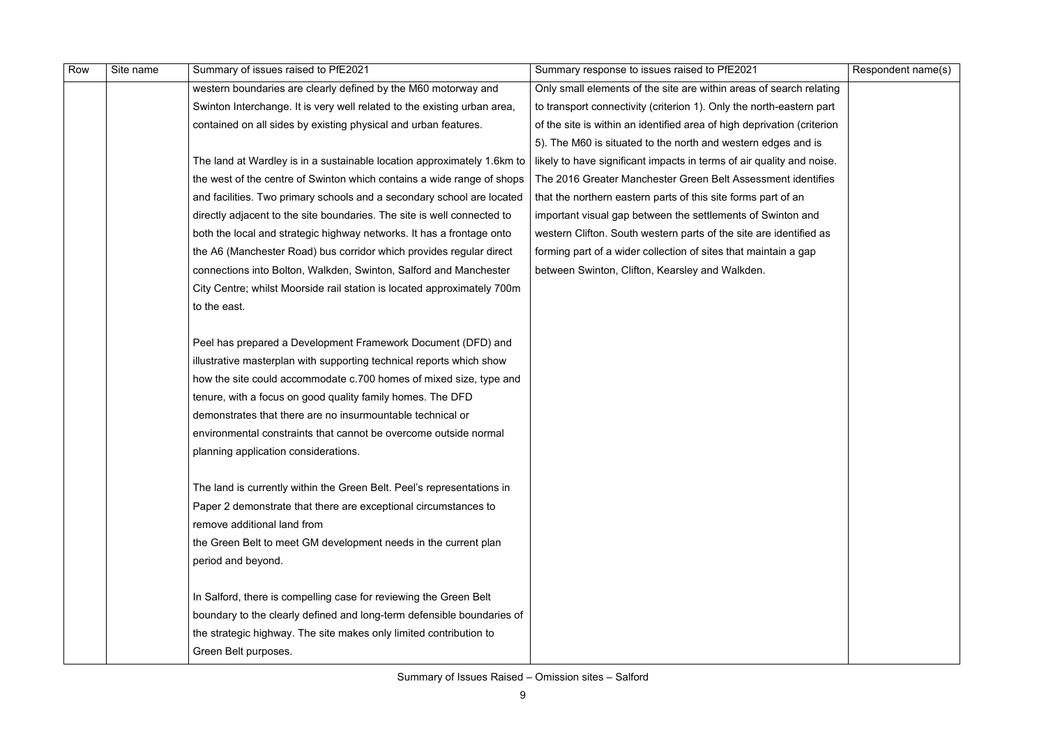| Row | Site name | Summary of issues raised to PfE2021 | Summary response to issues raised to PfE2021 | Respondent name(s) |
|---|---|---|---|---|
| | | western boundaries are clearly defined by the M60 motorway and Swinton Interchange. It is very well related to the existing urban area, contained on all sides by existing physical and urban features.<br><br>The land at Wardley is in a sustainable location approximately 1.6km to the west of the centre of Swinton which contains a wide range of shops and facilities. Two primary schools and a secondary school are located directly adjacent to the site boundaries. The site is well connected to both the local and strategic highway networks. It has a frontage onto the A6 (Manchester Road) bus corridor which provides regular direct connections into Bolton, Walkden, Swinton, Salford and Manchester City Centre; whilst Moorside rail station is located approximately 700m to the east.<br><br>Peel has prepared a Development Framework Document (DFD) and illustrative masterplan with supporting technical reports which show how the site could accommodate c.700 homes of mixed size, type and tenure, with a focus on good quality family homes. The DFD demonstrates that there are no insurmountable technical or environmental constraints that cannot be overcome outside normal planning application considerations.<br><br>The land is currently within the Green Belt. Peel's representations in Paper 2 demonstrate that there are exceptional circumstances to remove additional land from the Green Belt to meet GM development needs in the current plan period and beyond.<br><br>In Salford, there is compelling case for reviewing the Green Belt boundary to the clearly defined and long-term defensible boundaries of the strategic highway. The site makes only limited contribution to Green Belt purposes. | Only small elements of the site are within areas of search relating to transport connectivity (criterion 1). Only the north-eastern part of the site is within an identified area of high deprivation (criterion 5). The M60 is situated to the north and western edges and is likely to have significant impacts in terms of air quality and noise. The 2016 Greater Manchester Green Belt Assessment identifies that the northern eastern parts of this site forms part of an important visual gap between the settlements of Swinton and western Clifton. South western parts of the site are identified as forming part of a wider collection of sites that maintain a gap between Swinton, Clifton, Kearsley and Walkden. | |

Summary of Issues Raised – Omission sites – Salford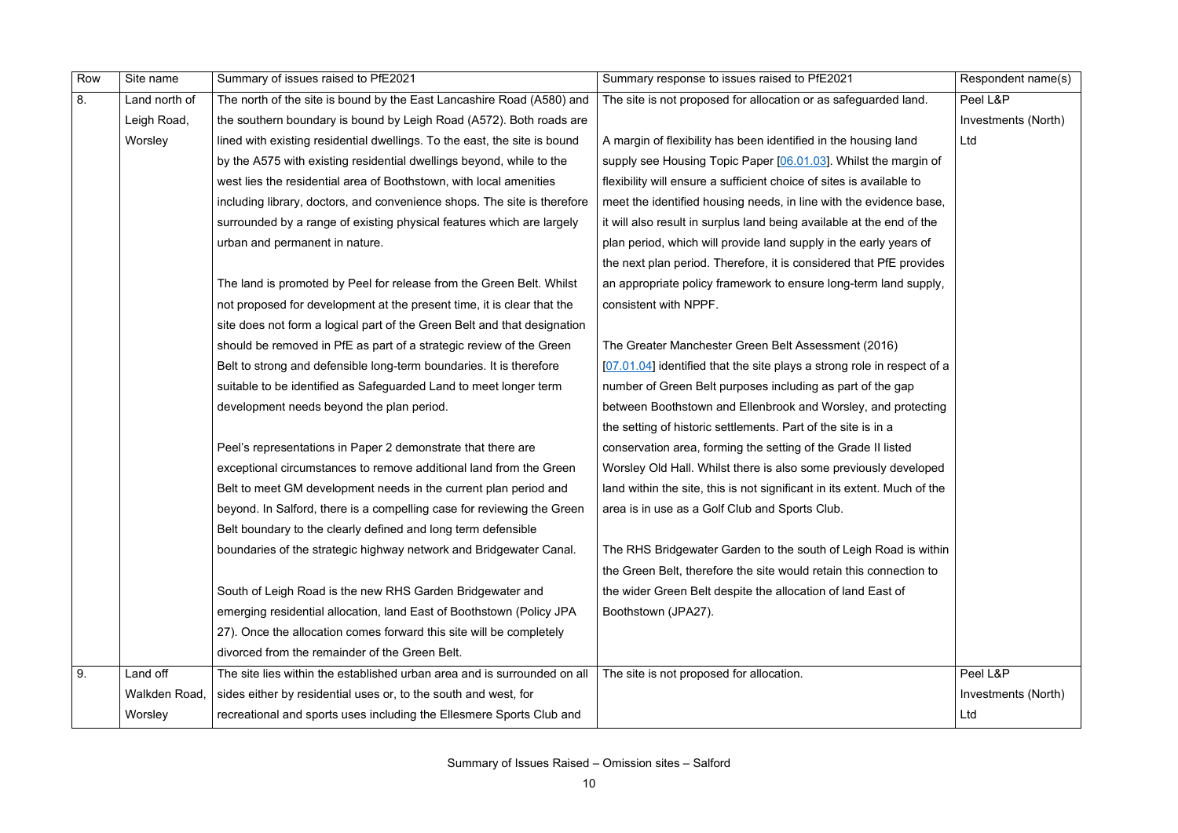| Row | Site name | Summary of issues raised to PfE2021 | Summary response to issues raised to PfE2021 | Respondent name(s) |
|---|---|---|---|---|
| 8. | Land north of Leigh Road, Worsley | The north of the site is bound by the East Lancashire Road (A580) and the southern boundary is bound by Leigh Road (A572). Both roads are lined with existing residential dwellings. To the east, the site is bound by the A575 with existing residential dwellings beyond, while to the west lies the residential area of Boothstown, with local amenities including library, doctors, and convenience shops. The site is therefore surrounded by a range of existing physical features which are largely urban and permanent in nature.<br><br>The land is promoted by Peel for release from the Green Belt. Whilst not proposed for development at the present time, it is clear that the site does not form a logical part of the Green Belt and that designation should be removed in PfE as part of a strategic review of the Green Belt to strong and defensible long-term boundaries. It is therefore suitable to be identified as Safeguarded Land to meet longer term development needs beyond the plan period.<br><br>Peel's representations in Paper 2 demonstrate that there are exceptional circumstances to remove additional land from the Green Belt to meet GM development needs in the current plan period and beyond. In Salford, there is a compelling case for reviewing the Green Belt boundary to the clearly defined and long term defensible boundaries of the strategic highway network and Bridgewater Canal.<br><br>South of Leigh Road is the new RHS Garden Bridgewater and emerging residential allocation, land East of Boothstown (Policy JPA 27). Once the allocation comes forward this site will be completely divorced from the remainder of the Green Belt. | The site is not proposed for allocation or as safeguarded land.<br><br>A margin of flexibility has been identified in the housing land supply see Housing Topic Paper [06.01.03]. Whilst the margin of flexibility will ensure a sufficient choice of sites is available to meet the identified housing needs, in line with the evidence base, it will also result in surplus land being available at the end of the plan period, which will provide land supply in the early years of the next plan period. Therefore, it is considered that PfE provides an appropriate policy framework to ensure long-term land supply, consistent with NPPF.<br><br>The Greater Manchester Green Belt Assessment (2016) [07.01.04] identified that the site plays a strong role in respect of a number of Green Belt purposes including as part of the gap between Boothstown and Ellenbrook and Worsley, and protecting the setting of historic settlements. Part of the site is in a conservation area, forming the setting of the Grade II listed Worsley Old Hall. Whilst there is also some previously developed land within the site, this is not significant in its extent. Much of the area is in use as a Golf Club and Sports Club.<br><br>The RHS Bridgewater Garden to the south of Leigh Road is within the Green Belt, therefore the site would retain this connection to the wider Green Belt despite the allocation of land East of Boothstown (JPA27). | Peel L&P Investments (North) Ltd |
| 9. | Land off Walkden Road, Worsley | The site lies within the established urban area and is surrounded on all sides either by residential uses or, to the south and west, for recreational and sports uses including the Ellesmere Sports Club and | The site is not proposed for allocation. | Peel L&P Investments (North) Ltd |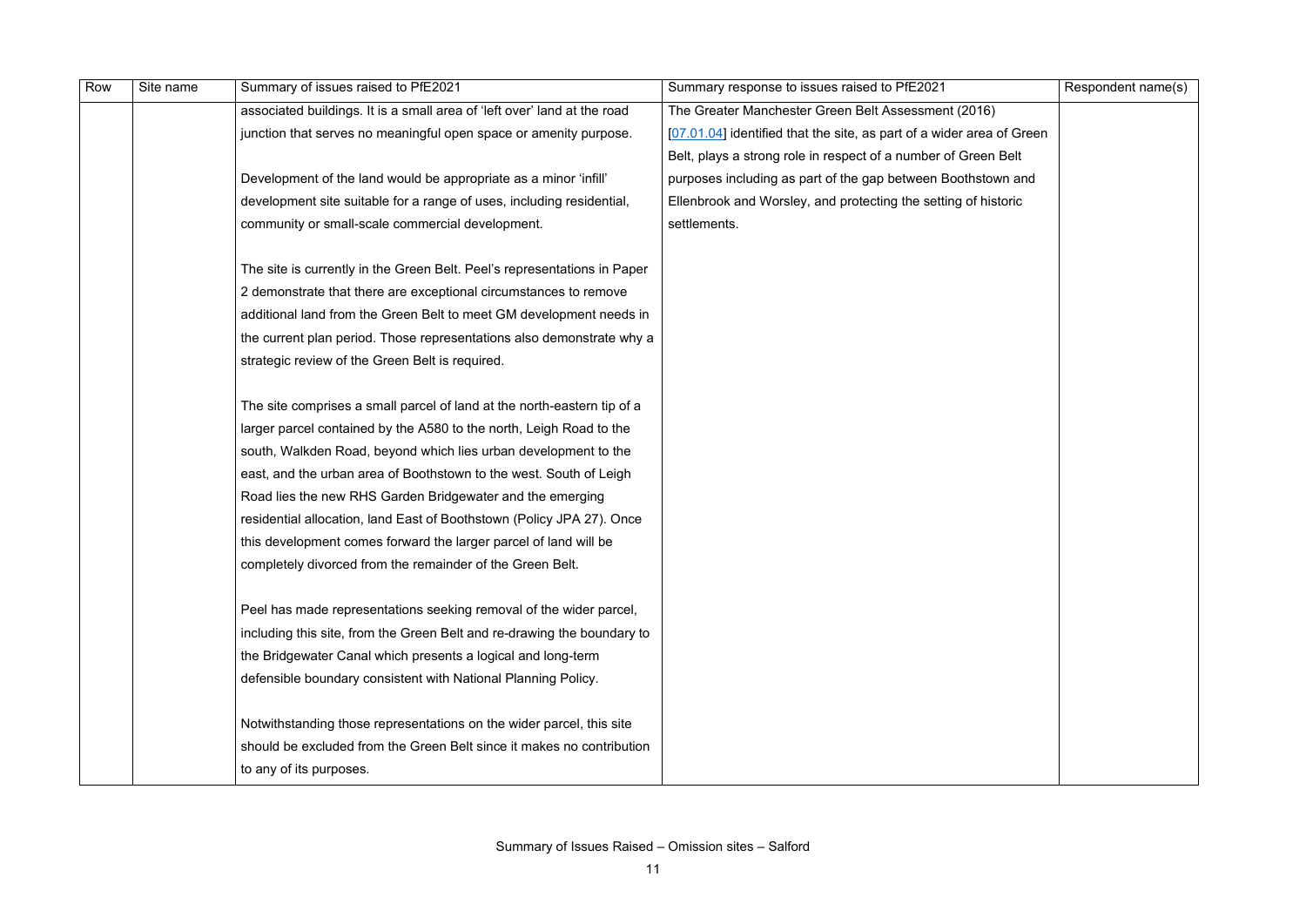| Row | Site name | Summary of issues raised to PfE2021 | Summary response to issues raised to PfE2021 | Respondent name(s) |
|---|---|---|---|---|
| | | associated buildings. It is a small area of 'left over' land at the road junction that serves no meaningful open space or amenity purpose.<br><br>Development of the land would be appropriate as a minor 'infill' development site suitable for a range of uses, including residential, community or small-scale commercial development.<br><br>The site is currently in the Green Belt. Peel's representations in Paper 2 demonstrate that there are exceptional circumstances to remove additional land from the Green Belt to meet GM development needs in the current plan period. Those representations also demonstrate why a strategic review of the Green Belt is required.<br><br>The site comprises a small parcel of land at the north-eastern tip of a larger parcel contained by the A580 to the north, Leigh Road to the south, Walkden Road, beyond which lies urban development to the east, and the urban area of Boothstown to the west. South of Leigh Road lies the new RHS Garden Bridgewater and the emerging residential allocation, land East of Boothstown (Policy JPA 27). Once this development comes forward the larger parcel of land will be completely divorced from the remainder of the Green Belt.<br><br>Peel has made representations seeking removal of the wider parcel, including this site, from the Green Belt and re-drawing the boundary to the Bridgewater Canal which presents a logical and long-term defensible boundary consistent with National Planning Policy.<br><br>Notwithstanding those representations on the wider parcel, this site should be excluded from the Green Belt since it makes no contribution to any of its purposes. | The Greater Manchester Green Belt Assessment (2016) [07.01.04] identified that the site, as part of a wider area of Green Belt, plays a strong role in respect of a number of Green Belt purposes including as part of the gap between Boothstown and Ellenbrook and Worsley, and protecting the setting of historic settlements. | |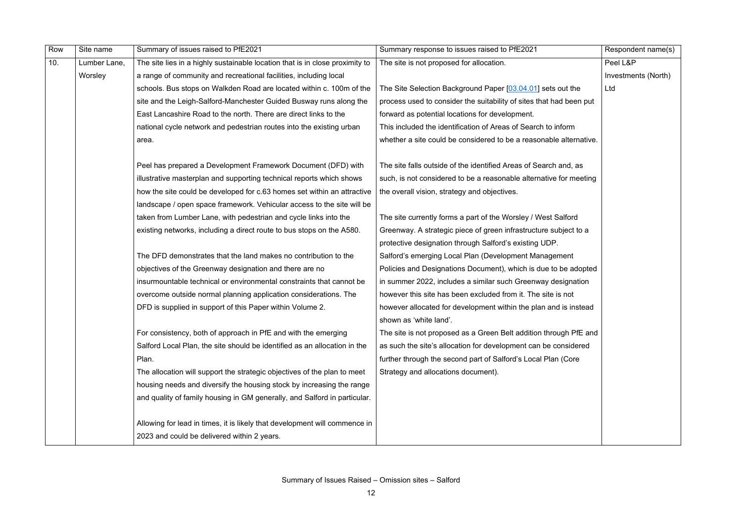| Row | Site name | Summary of issues raised to PfE2021 | Summary response to issues raised to PfE2021 | Respondent name(s) |
|---|---|---|---|---|
| 10. | Lumber Lane, Worsley | The site lies in a highly sustainable location that is in close proximity to a range of community and recreational facilities, including local schools. Bus stops on Walkden Road are located within c. 100m of the site and the Leigh-Salford-Manchester Guided Busway runs along the East Lancashire Road to the north. There are direct links to the national cycle network and pedestrian routes into the existing urban area.<br><br>Peel has prepared a Development Framework Document (DFD) with illustrative masterplan and supporting technical reports which shows how the site could be developed for c.63 homes set within an attractive landscape / open space framework. Vehicular access to the site will be taken from Lumber Lane, with pedestrian and cycle links into the existing networks, including a direct route to bus stops on the A580.<br><br>The DFD demonstrates that the land makes no contribution to the objectives of the Greenway designation and there are no insurmountable technical or environmental constraints that cannot be overcome outside normal planning application considerations. The DFD is supplied in support of this Paper within Volume 2.<br><br>For consistency, both of approach in PfE and with the emerging Salford Local Plan, the site should be identified as an allocation in the Plan.<br>The allocation will support the strategic objectives of the plan to meet housing needs and diversify the housing stock by increasing the range and quality of family housing in GM generally, and Salford in particular.<br><br>Allowing for lead in times, it is likely that development will commence in 2023 and could be delivered within 2 years. | The site is not proposed for allocation.<br><br>The Site Selection Background Paper [03.04.01] sets out the process used to consider the suitability of sites that had been put forward as potential locations for development.<br>This included the identification of Areas of Search to inform whether a site could be considered to be a reasonable alternative.<br><br>The site falls outside of the identified Areas of Search and, as such, is not considered to be a reasonable alternative for meeting the overall vision, strategy and objectives.<br><br>The site currently forms a part of the Worsley / West Salford Greenway. A strategic piece of green infrastructure subject to a protective designation through Salford's existing UDP.<br>Salford's emerging Local Plan (Development Management Policies and Designations Document), which is due to be adopted in summer 2022, includes a similar such Greenway designation however this site has been excluded from it. The site is not however allocated for development within the plan and is instead shown as 'white land'.<br>The site is not proposed as a Green Belt addition through PfE and as such the site's allocation for development can be considered further through the second part of Salford's Local Plan (Core Strategy and allocations document). | Peel L&P Investments (North) Ltd |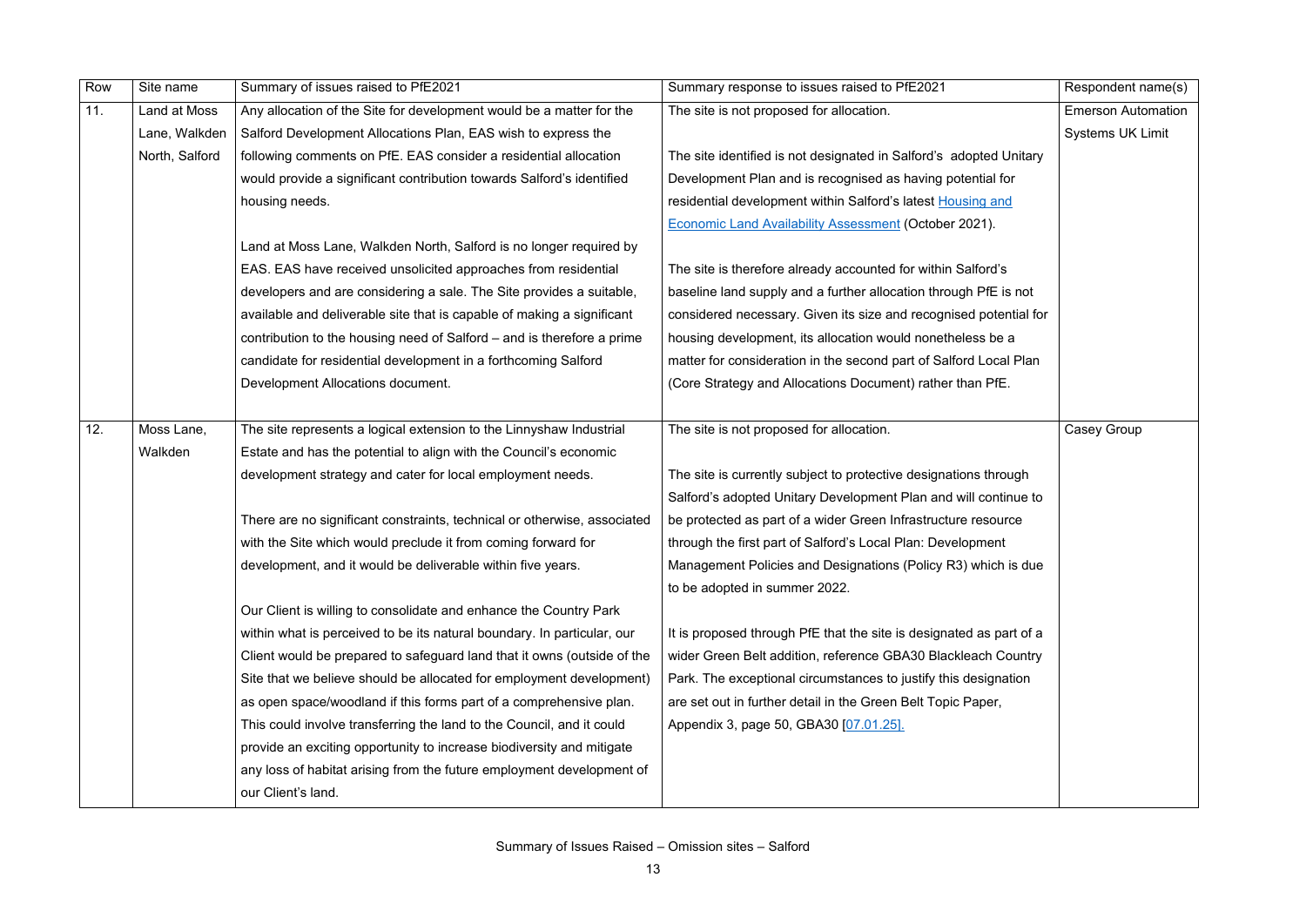| Row | Site name | Summary of issues raised to PfE2021 | Summary response to issues raised to PfE2021 | Respondent name(s) |
|---|---|---|---|---|
| 11. | Land at Moss Lane, Walkden North, Salford | Any allocation of the Site for development would be a matter for the Salford Development Allocations Plan, EAS wish to express the following comments on PfE. EAS consider a residential allocation would provide a significant contribution towards Salford's identified housing needs.<br><br>Land at Moss Lane, Walkden North, Salford is no longer required by EAS. EAS have received unsolicited approaches from residential developers and are considering a sale. The Site provides a suitable, available and deliverable site that is capable of making a significant contribution to the housing need of Salford – and is therefore a prime candidate for residential development in a forthcoming Salford Development Allocations document. | The site is not proposed for allocation.<br><br>The site identified is not designated in Salford's adopted Unitary Development Plan and is recognised as having potential for residential development within Salford's latest Housing and Economic Land Availability Assessment (October 2021).<br><br>The site is therefore already accounted for within Salford's baseline land supply and a further allocation through PfE is not considered necessary. Given its size and recognised potential for housing development, its allocation would nonetheless be a matter for consideration in the second part of Salford Local Plan (Core Strategy and Allocations Document) rather than PfE. | Emerson Automation Systems UK Limit |
| 12. | Moss Lane, Walkden | The site represents a logical extension to the Linnyshaw Industrial Estate and has the potential to align with the Council's economic development strategy and cater for local employment needs.<br><br>There are no significant constraints, technical or otherwise, associated with the Site which would preclude it from coming forward for development, and it would be deliverable within five years.<br><br>Our Client is willing to consolidate and enhance the Country Park within what is perceived to be its natural boundary. In particular, our Client would be prepared to safeguard land that it owns (outside of the Site that we believe should be allocated for employment development) as open space/woodland if this forms part of a comprehensive plan. This could involve transferring the land to the Council, and it could provide an exciting opportunity to increase biodiversity and mitigate any loss of habitat arising from the future employment development of our Client's land. | The site is not proposed for allocation.<br><br>The site is currently subject to protective designations through Salford's adopted Unitary Development Plan and will continue to be protected as part of a wider Green Infrastructure resource through the first part of Salford's Local Plan: Development Management Policies and Designations (Policy R3) which is due to be adopted in summer 2022.<br><br>It is proposed through PfE that the site is designated as part of a wider Green Belt addition, reference GBA30 Blackleach Country Park. The exceptional circumstances to justify this designation are set out in further detail in the Green Belt Topic Paper, Appendix 3, page 50, GBA30 [07.01.25]. | Casey Group |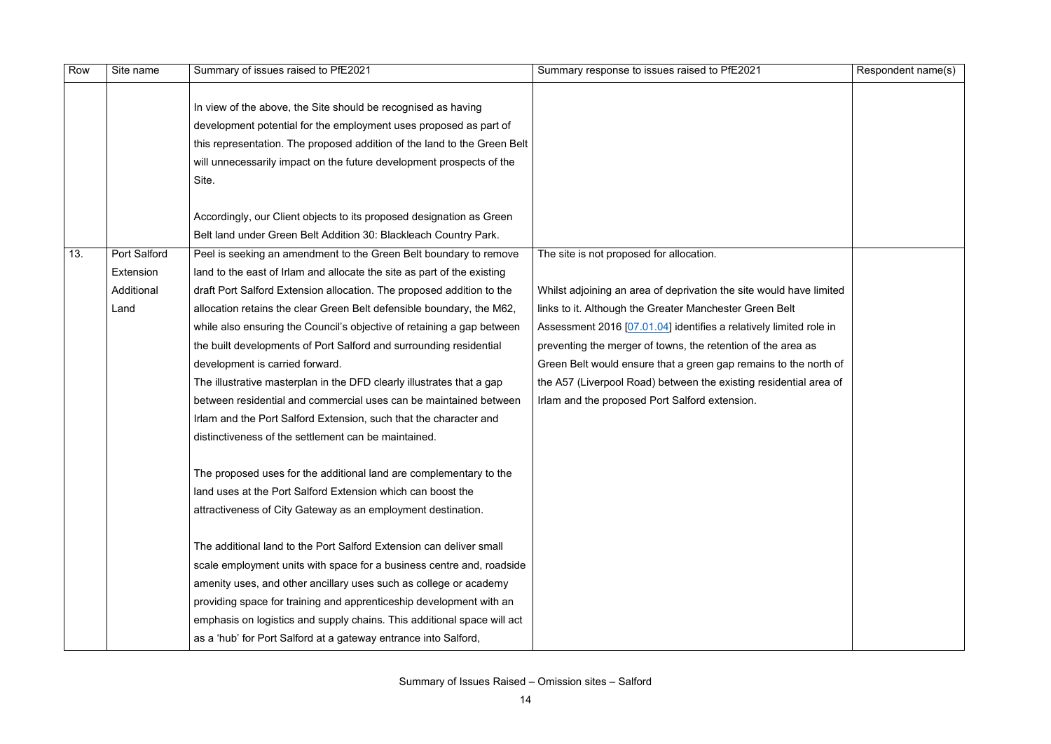| Row | Site name | Summary of issues raised to PfE2021 | Summary response to issues raised to PfE2021 | Respondent name(s) |
|---|---|---|---|---|
| | | In view of the above, the Site should be recognised as having development potential for the employment uses proposed as part of this representation. The proposed addition of the land to the Green Belt will unnecessarily impact on the future development prospects of the Site.<br><br>Accordingly, our Client objects to its proposed designation as Green Belt land under Green Belt Addition 30: Blackleach Country Park. | | |
| 13. | Port Salford Extension Additional Land | Peel is seeking an amendment to the Green Belt boundary to remove land to the east of Irlam and allocate the site as part of the existing draft Port Salford Extension allocation. The proposed addition to the allocation retains the clear Green Belt defensible boundary, the M62, while also ensuring the Council's objective of retaining a gap between the built developments of Port Salford and surrounding residential development is carried forward.<br>The illustrative masterplan in the DFD clearly illustrates that a gap between residential and commercial uses can be maintained between Irlam and the Port Salford Extension, such that the character and distinctiveness of the settlement can be maintained.<br><br>The proposed uses for the additional land are complementary to the land uses at the Port Salford Extension which can boost the attractiveness of City Gateway as an employment destination.<br><br>The additional land to the Port Salford Extension can deliver small scale employment units with space for a business centre and, roadside amenity uses, and other ancillary uses such as college or academy providing space for training and apprenticeship development with an emphasis on logistics and supply chains. This additional space will act as a 'hub' for Port Salford at a gateway entrance into Salford, | The site is not proposed for allocation.<br><br>Whilst adjoining an area of deprivation the site would have limited links to it. Although the Greater Manchester Green Belt Assessment 2016 [07.01.04] identifies a relatively limited role in preventing the merger of towns, the retention of the area as Green Belt would ensure that a green gap remains to the north of the A57 (Liverpool Road) between the existing residential area of Irlam and the proposed Port Salford extension. | |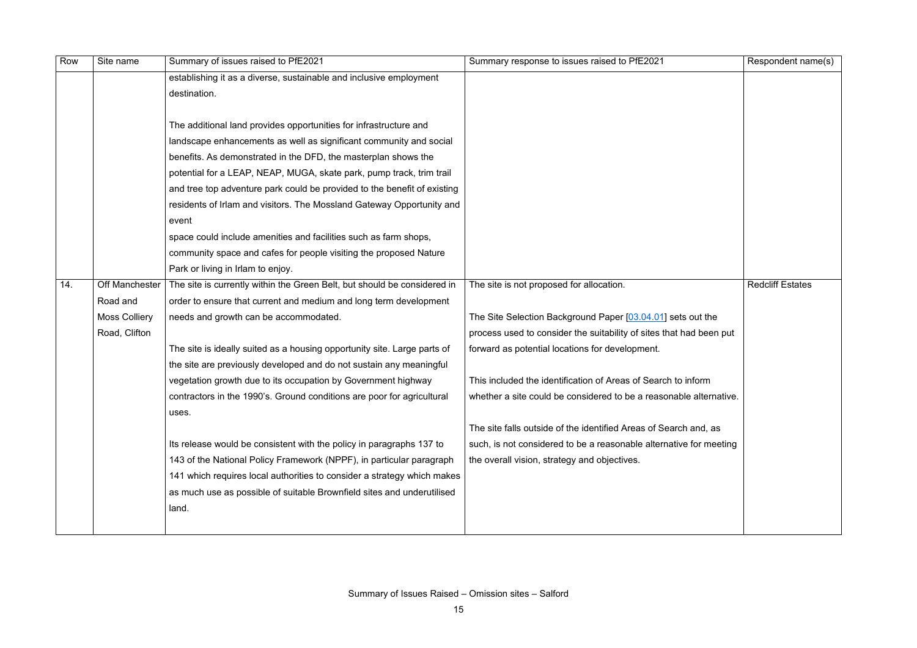| Row | Site name | Summary of issues raised to PfE2021 | Summary response to issues raised to PfE2021 | Respondent name(s) |
|---|---|---|---|---|
| | | establishing it as a diverse, sustainable and inclusive employment destination.<br><br>The additional land provides opportunities for infrastructure and landscape enhancements as well as significant community and social benefits. As demonstrated in the DFD, the masterplan shows the potential for a LEAP, NEAP, MUGA, skate park, pump track, trim trail and tree top adventure park could be provided to the benefit of existing residents of Irlam and visitors. The Mossland Gateway Opportunity and event<br>space could include amenities and facilities such as farm shops, community space and cafes for people visiting the proposed Nature Park or living in Irlam to enjoy. | | |
| 14. | Off Manchester Road and Moss Colliery Road, Clifton | The site is currently within the Green Belt, but should be considered in order to ensure that current and medium and long term development needs and growth can be accommodated.<br><br>The site is ideally suited as a housing opportunity site. Large parts of the site are previously developed and do not sustain any meaningful vegetation growth due to its occupation by Government highway contractors in the 1990's. Ground conditions are poor for agricultural uses.<br><br>Its release would be consistent with the policy in paragraphs 137 to 143 of the National Policy Framework (NPPF), in particular paragraph 141 which requires local authorities to consider a strategy which makes as much use as possible of suitable Brownfield sites and underutilised land. | The site is not proposed for allocation.<br><br>The Site Selection Background Paper [03.04.01] sets out the process used to consider the suitability of sites that had been put forward as potential locations for development.<br><br>This included the identification of Areas of Search to inform whether a site could be considered to be a reasonable alternative.<br><br>The site falls outside of the identified Areas of Search and, as such, is not considered to be a reasonable alternative for meeting the overall vision, strategy and objectives. | Redcliff Estates |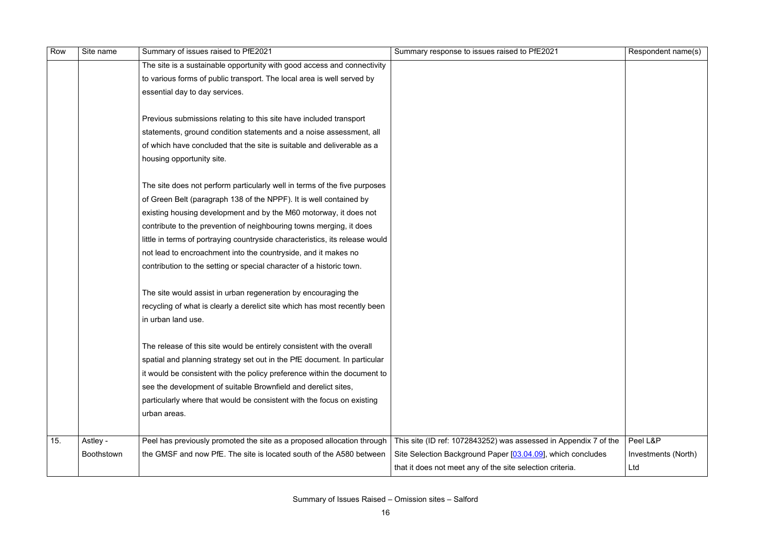| Row | Site name | Summary of issues raised to PfE2021 | Summary response to issues raised to PfE2021 | Respondent name(s) |
|---|---|---|---|---|
| | | The site is a sustainable opportunity with good access and connectivity to various forms of public transport. The local area is well served by essential day to day services.<br><br>Previous submissions relating to this site have included transport statements, ground condition statements and a noise assessment, all of which have concluded that the site is suitable and deliverable as a housing opportunity site.<br><br>The site does not perform particularly well in terms of the five purposes of Green Belt (paragraph 138 of the NPPF). It is well contained by existing housing development and by the M60 motorway, it does not contribute to the prevention of neighbouring towns merging, it does little in terms of portraying countryside characteristics, its release would not lead to encroachment into the countryside, and it makes no contribution to the setting or special character of a historic town.<br><br>The site would assist in urban regeneration by encouraging the recycling of what is clearly a derelict site which has most recently been in urban land use.<br><br>The release of this site would be entirely consistent with the overall spatial and planning strategy set out in the PfE document. In particular it would be consistent with the policy preference within the document to see the development of suitable Brownfield and derelict sites, particularly where that would be consistent with the focus on existing urban areas. | | |
| 15. | Astley - Boothstown | Peel has previously promoted the site as a proposed allocation through the GMSF and now PfE. The site is located south of the A580 between | This site (ID ref: 1072843252) was assessed in Appendix 7 of the Site Selection Background Paper [03.04.09], which concludes that it does not meet any of the site selection criteria. | Peel L&P Investments (North) Ltd |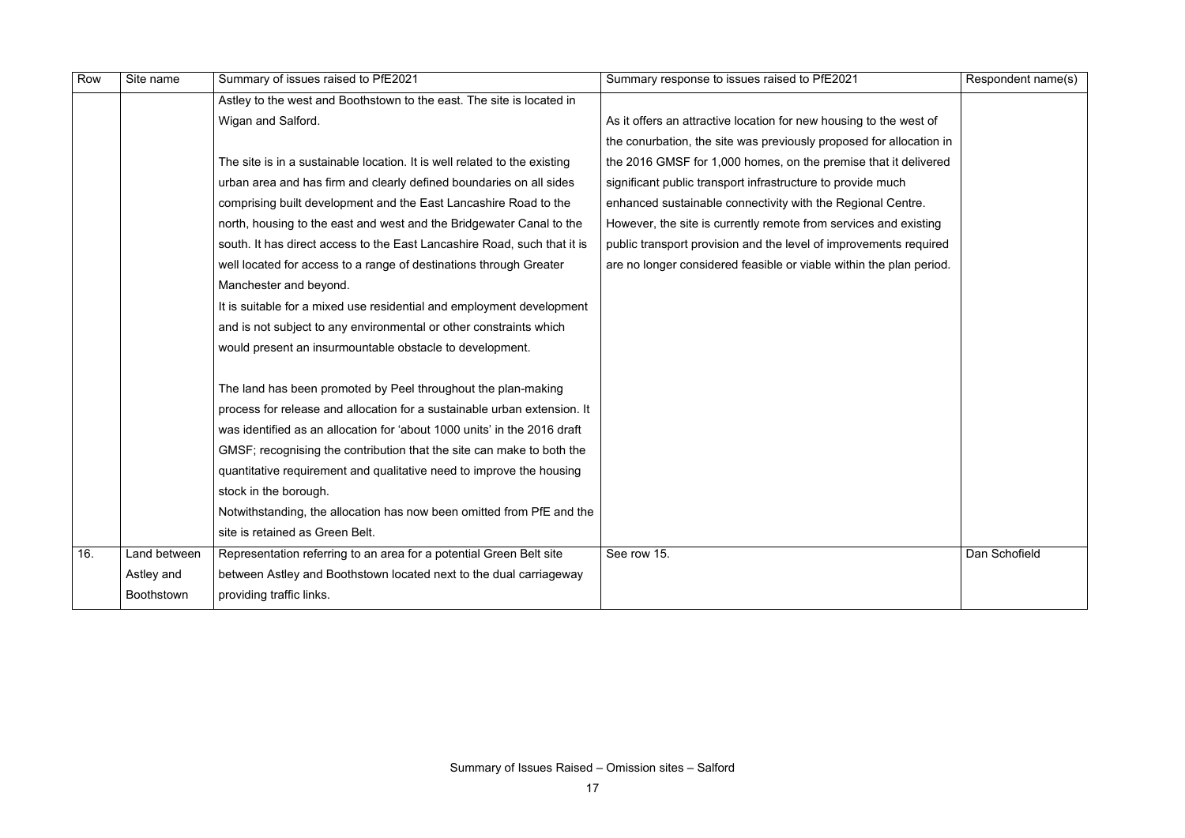| Row | Site name | Summary of issues raised to PfE2021 | Summary response to issues raised to PfE2021 | Respondent name(s) |
|---|---|---|---|---|
| | | Astley to the west and Boothstown to the east. The site is located in Wigan and Salford.<br><br>The site is in a sustainable location. It is well related to the existing urban area and has firm and clearly defined boundaries on all sides comprising built development and the East Lancashire Road to the north, housing to the east and west and the Bridgewater Canal to the south. It has direct access to the East Lancashire Road, such that it is well located for access to a range of destinations through Greater Manchester and beyond.<br>It is suitable for a mixed use residential and employment development and is not subject to any environmental or other constraints which would present an insurmountable obstacle to development.<br><br>The land has been promoted by Peel throughout the plan-making process for release and allocation for a sustainable urban extension. It was identified as an allocation for 'about 1000 units' in the 2016 draft GMSF; recognising the contribution that the site can make to both the quantitative requirement and qualitative need to improve the housing stock in the borough.<br>Notwithstanding, the allocation has now been omitted from PfE and the site is retained as Green Belt. | As it offers an attractive location for new housing to the west of the conurbation, the site was previously proposed for allocation in the 2016 GMSF for 1,000 homes, on the premise that it delivered significant public transport infrastructure to provide much enhanced sustainable connectivity with the Regional Centre. However, the site is currently remote from services and existing public transport provision and the level of improvements required are no longer considered feasible or viable within the plan period. | |
| 16. | Land between Astley and Boothstown | Representation referring to an area for a potential Green Belt site between Astley and Boothstown located next to the dual carriageway providing traffic links. | See row 15. | Dan Schofield |

Summary of Issues Raised – Omission sites – Salford